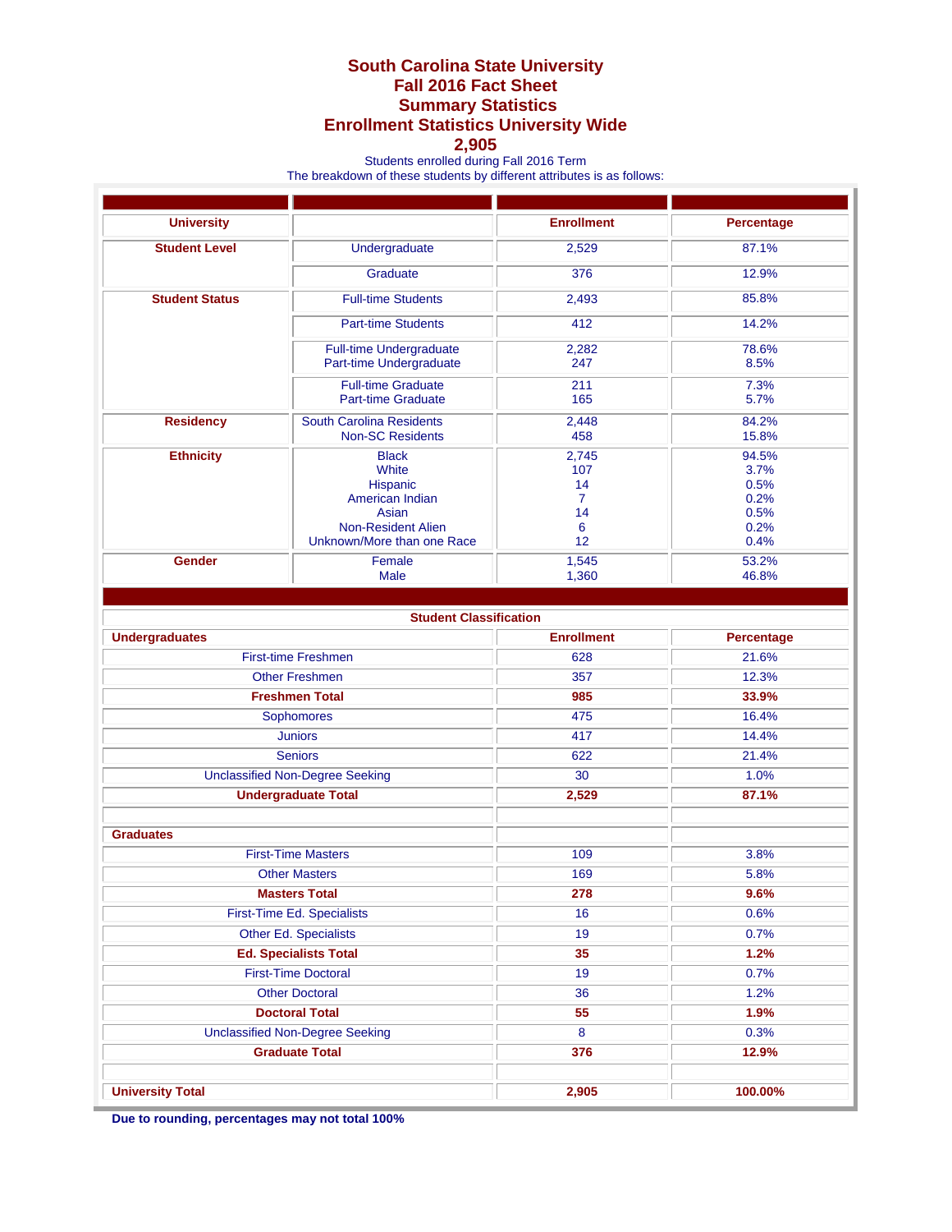# South Carolina State University
## Fall 2016 Fact Sheet
## Summary Statistics
## Enrollment Statistics University Wide
## 2,905

Students enrolled during Fall 2016 Term

The breakdown of these students by different attributes is as follows:

| University | | Enrollment | Percentage |
|---|---|---|---|
| **Student Level** | Undergraduate | 2,529 | 87.1% |
| | Graduate | 376 | 12.9% |
| **Student Status** | Full-time Students | 2,493 | 85.8% |
| | Part-time Students | 412 | 14.2% |
| | Full-time Undergraduate | 2,282 | 78.6% |
| | Part-time Undergraduate | 247 | 8.5% |
| | Full-time Graduate | 211 | 7.3% |
| | Part-time Graduate | 165 | 5.7% |
| **Residency** | South Carolina Residents | 2,448 | 84.2% |
| | Non-SC Residents | 458 | 15.8% |
| **Ethnicity** | Black | 2,745 | 94.5% |
| | White | 107 | 3.7% |
| | Hispanic | 14 | 0.5% |
| | American Indian | 7 | 0.2% |
| | Asian | 14 | 0.5% |
| | Non-Resident Alien | 6 | 0.2% |
| | Unknown/More than one Race | 12 | 0.4% |
| **Gender** | Female | 1,545 | 53.2% |
| | Male | 1,360 | 46.8% |

### Student Classification

| Undergraduates | Enrollment | Percentage |
|---|---|---|
| First-time Freshmen | 628 | 21.6% |
| Other Freshmen | 357 | 12.3% |
| **Freshmen Total** | **985** | **33.9%** |
| Sophomores | 475 | 16.4% |
| Juniors | 417 | 14.4% |
| Seniors | 622 | 21.4% |
| Unclassified Non-Degree Seeking | 30 | 1.0% |
| **Undergraduate Total** | **2,529** | **87.1%** |
| | | |
| **Graduates** | | |
| First-Time Masters | 109 | 3.8% |
| Other Masters | 169 | 5.8% |
| **Masters Total** | **278** | **9.6%** |
| First-Time Ed. Specialists | 16 | 0.6% |
| Other Ed. Specialists | 19 | 0.7% |
| **Ed. Specialists Total** | **35** | **1.2%** |
| First-Time Doctoral | 19 | 0.7% |
| Other Doctoral | 36 | 1.2% |
| **Doctoral Total** | **55** | **1.9%** |
| Unclassified Non-Degree Seeking | 8 | 0.3% |
| **Graduate Total** | **376** | **12.9%** |
| | | |
| **University Total** | **2,905** | **100.00%** |

**Due to rounding, percentages may not total 100%**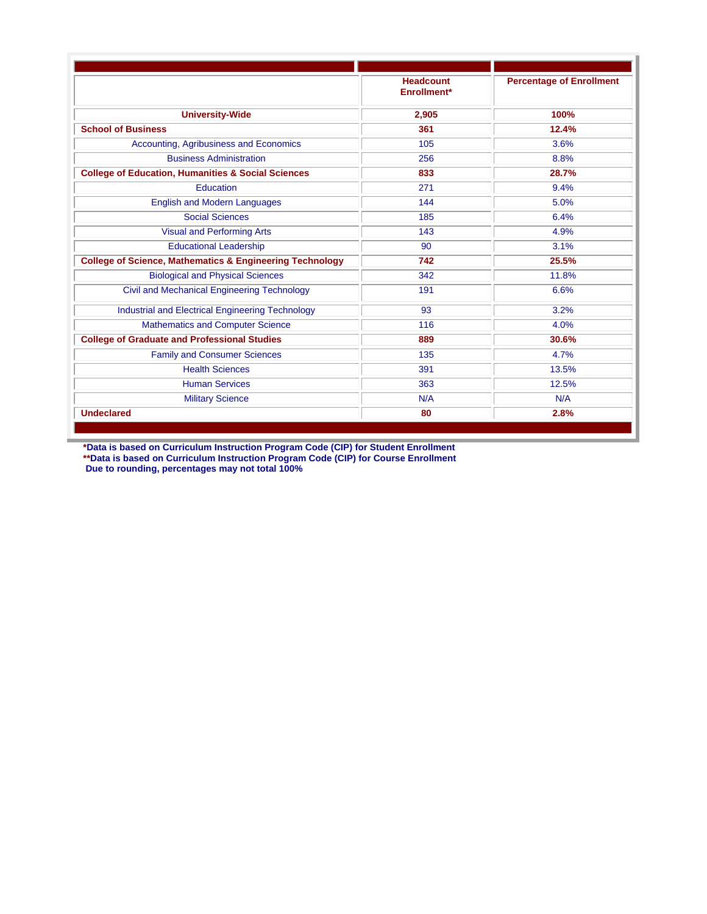| | Headcount Enrollment* | Percentage of Enrollment |
|---|---|---|
| **University-Wide** | **2,905** | **100%** |
| **School of Business** | **361** | **12.4%** |
| Accounting, Agribusiness and Economics | 105 | 3.6% |
| Business Administration | 256 | 8.8% |
| **College of Education, Humanities & Social Sciences** | **833** | **28.7%** |
| Education | 271 | 9.4% |
| English and Modern Languages | 144 | 5.0% |
| Social Sciences | 185 | 6.4% |
| Visual and Performing Arts | 143 | 4.9% |
| Educational Leadership | 90 | 3.1% |
| **College of Science, Mathematics & Engineering Technology** | **742** | **25.5%** |
| Biological and Physical Sciences | 342 | 11.8% |
| Civil and Mechanical Engineering Technology | 191 | 6.6% |
| Industrial and Electrical Engineering Technology | 93 | 3.2% |
| Mathematics and Computer Science | 116 | 4.0% |
| **College of Graduate and Professional Studies** | **889** | **30.6%** |
| Family and Consumer Sciences | 135 | 4.7% |
| Health Sciences | 391 | 13.5% |
| Human Services | 363 | 12.5% |
| Military Science | N/A | N/A |
| **Undeclared** | **80** | **2.8%** |

***Data is based on Curriculum Instruction Program Code (CIP) for Student Enrollment**
****Data is based on Curriculum Instruction Program Code (CIP) for Course Enrollment**
**Due to rounding, percentages may not total 100%**